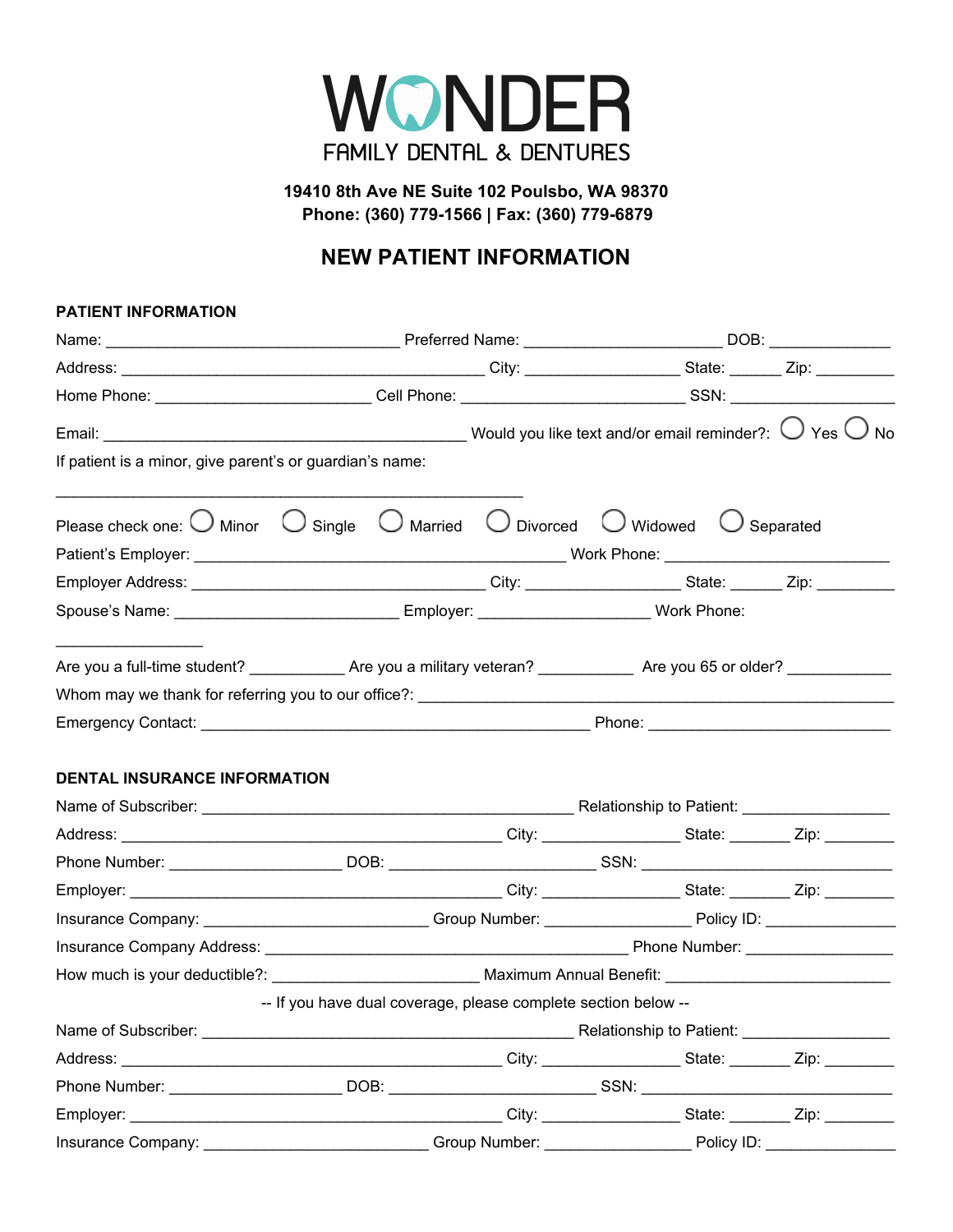# WONDER

FAMILY DENTAL & DENTURES

**19410 8th Ave NE Suite 102 Poulsbo, WA 98370**
**Phone: (360) 779-1566 | Fax: (360) 779-6879**

## NEW PATIENT INFORMATION

### PATIENT INFORMATION

Name: ________________________________ Preferred Name: ______________________ DOB: _____________

Address: ________________________________________ City: _________________ State: _____ Zip: ________

Home Phone: _______________________ Cell Phone: ________________________ SSN: __________________

Email: ________________________________________ Would you like text and/or email reminder?: ◯ Yes ◯ No

If patient is a minor, give parent's or guardian's name:

___________________________________________________

Please check one: ◯ Minor ◯ Single ◯ Married ◯ Divorced ◯ Widowed ◯ Separated

Patient's Employer: ________________________________________ Work Phone: _________________________

Employer Address: ________________________________ City: _________________ State: _____ Zip: ________

Spouse's Name: ________________________ Employer: ___________________ Work Phone:

________________

Are you a full-time student? __________ Are you a military veteran? __________ Are you 65 or older? ___________

Whom may we thank for referring you to our office?: ____________________________________________________

Emergency Contact: ___________________________________________ Phone: __________________________

### DENTAL INSURANCE INFORMATION

Name of Subscriber: _________________________________________ Relationship to Patient: ________________

Address: __________________________________________ City: _______________ State: ______ Zip: ________

Phone Number: ___________________ DOB: ______________________ SSN: ____________________________

Employer: __________________________________________ City: _______________ State: ______ Zip: ________

Insurance Company: _________________________ Group Number: ________________ Policy ID: ______________

Insurance Company Address: ________________________________________ Phone Number: ________________

How much is your deductible?: ______________________ Maximum Annual Benefit: _________________________

-- If you have dual coverage, please complete section below --

Name of Subscriber: _________________________________________ Relationship to Patient: ________________

Address: __________________________________________ City: _______________ State: ______ Zip: ________

Phone Number: ___________________ DOB: ______________________ SSN: ____________________________

Employer: __________________________________________ City: _______________ State: ______ Zip: ________

Insurance Company: _________________________ Group Number: ________________ Policy ID: ______________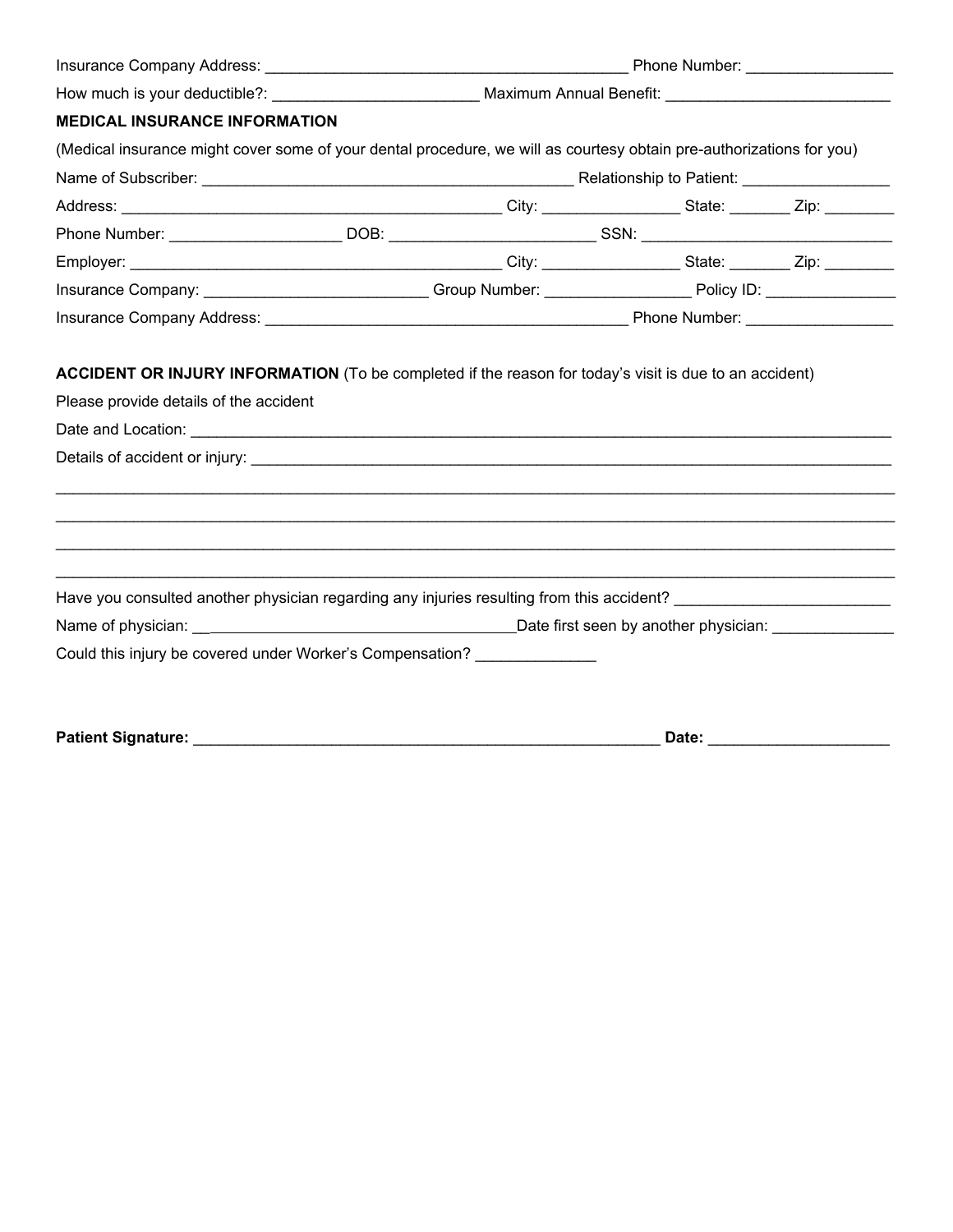Insurance Company Address: ___________________________________________ Phone Number: ________________

How much is your deductible?: ________________________ Maximum Annual Benefit: __________________________

**MEDICAL INSURANCE INFORMATION**

(Medical insurance might cover some of your dental procedure, we will as courtesy obtain pre-authorizations for you)

Name of Subscriber: ____________________________________________ Relationship to Patient: _________________

Address: _____________________________________________ City: ________________ State: _______ Zip: ________

Phone Number: ____________________ DOB: ________________________ SSN: ______________________________

Employer: ____________________________________________ City: ________________ State: _______ Zip: ________

Insurance Company: __________________________ Group Number: _________________ Policy ID: _______________

Insurance Company Address: ___________________________________________ Phone Number: ________________

**ACCIDENT OR INJURY INFORMATION** (To be completed if the reason for today's visit is due to an accident)

Please provide details of the accident

Date and Location: _________________________________________________________________________________

Details of accident or injury: __________________________________________________________________________

______________________________________________________________________________________________

______________________________________________________________________________________________

______________________________________________________________________________________________

______________________________________________________________________________________________

Have you consulted another physician regarding any injuries resulting from this accident? _________________________

Name of physician: _____________________________________Date first seen by another physician: ______________

Could this injury be covered under Worker's Compensation? ______________

**Patient Signature:** _______________________________________________________ **Date:** _____________________